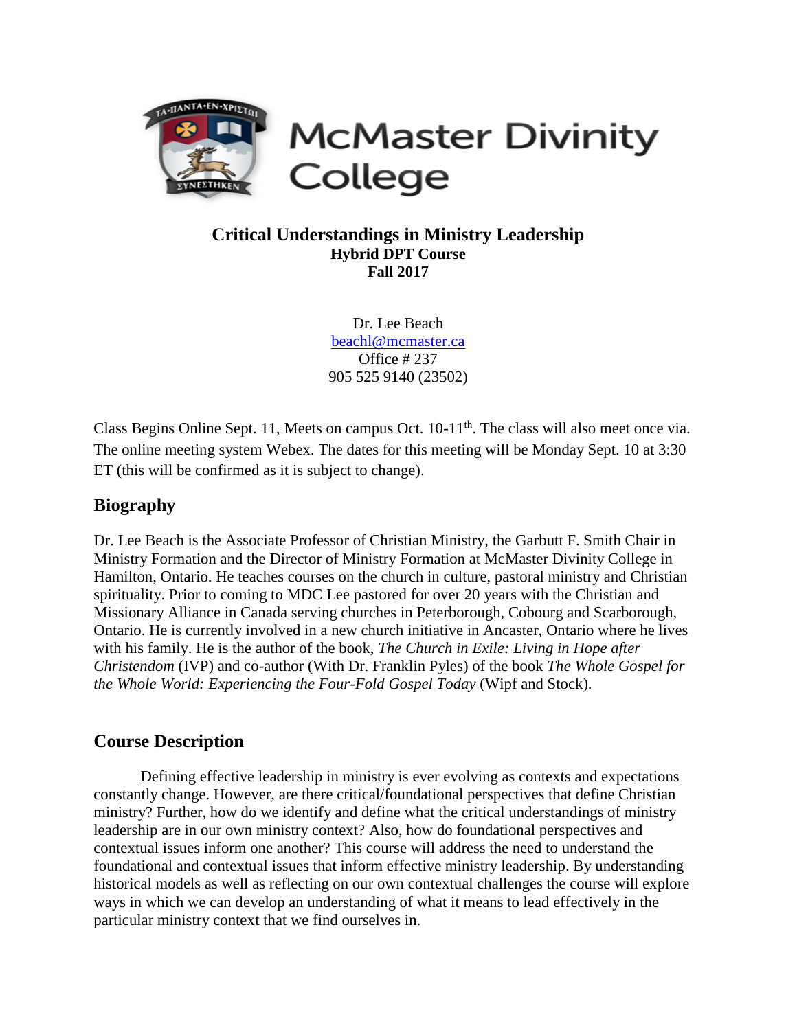McMaster Divinity College

**Critical Understandings in Ministry Leadership**
**Hybrid DPT Course**
**Fall 2017**

Dr. Lee Beach
beachl@mcmaster.ca
Office # 237
905 525 9140 (23502)

Class Begins Online Sept. 11, Meets on campus Oct. 10-11th. The class will also meet once via. The online meeting system Webex. The dates for this meeting will be Monday Sept. 10 at 3:30 ET (this will be confirmed as it is subject to change).

## Biography

Dr. Lee Beach is the Associate Professor of Christian Ministry, the Garbutt F. Smith Chair in Ministry Formation and the Director of Ministry Formation at McMaster Divinity College in Hamilton, Ontario. He teaches courses on the church in culture, pastoral ministry and Christian spirituality. Prior to coming to MDC Lee pastored for over 20 years with the Christian and Missionary Alliance in Canada serving churches in Peterborough, Cobourg and Scarborough, Ontario. He is currently involved in a new church initiative in Ancaster, Ontario where he lives with his family. He is the author of the book, *The Church in Exile: Living in Hope after Christendom* (IVP) and co-author (With Dr. Franklin Pyles) of the book *The Whole Gospel for the Whole World: Experiencing the Four-Fold Gospel Today* (Wipf and Stock).

## Course Description

Defining effective leadership in ministry is ever evolving as contexts and expectations constantly change. However, are there critical/foundational perspectives that define Christian ministry? Further, how do we identify and define what the critical understandings of ministry leadership are in our own ministry context? Also, how do foundational perspectives and contextual issues inform one another? This course will address the need to understand the foundational and contextual issues that inform effective ministry leadership. By understanding historical models as well as reflecting on our own contextual challenges the course will explore ways in which we can develop an understanding of what it means to lead effectively in the particular ministry context that we find ourselves in.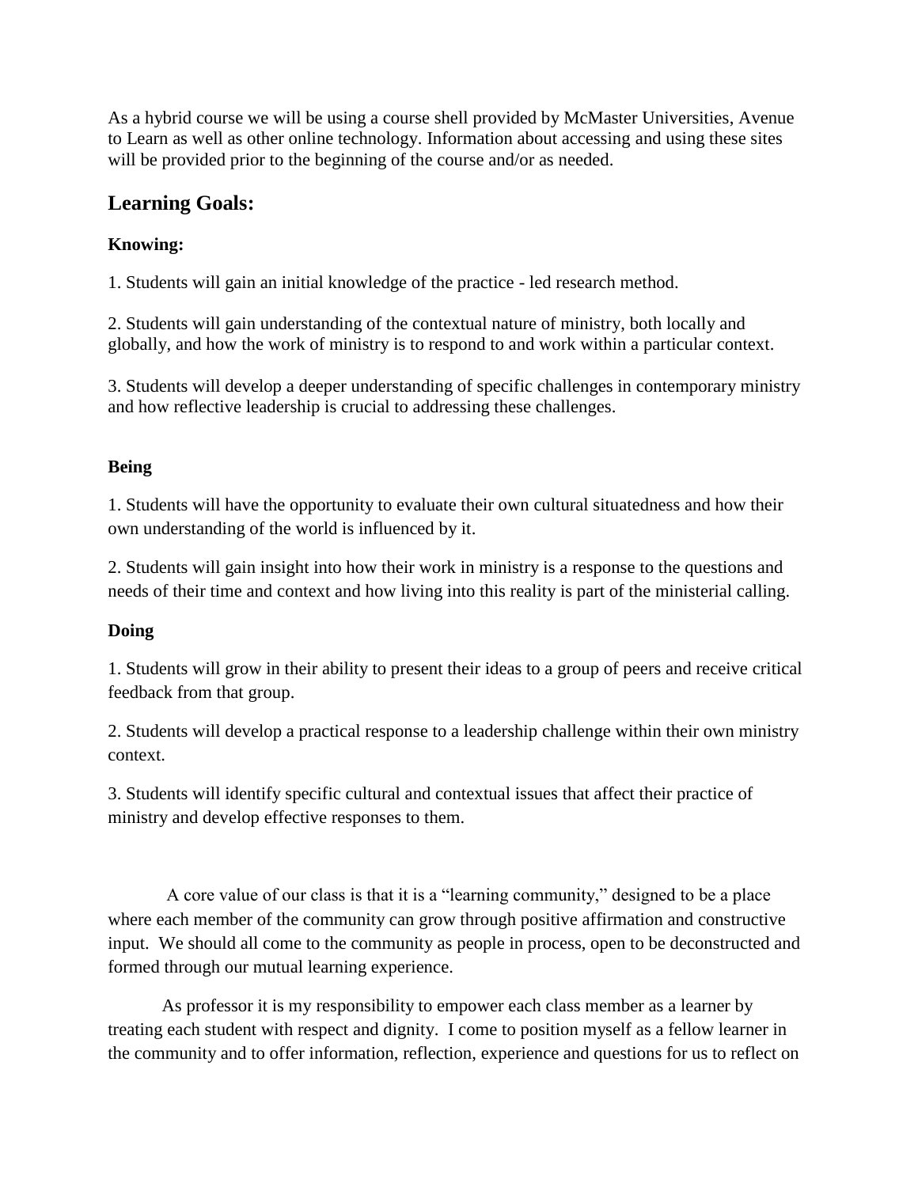As a hybrid course we will be using a course shell provided by McMaster Universities, Avenue to Learn as well as other online technology. Information about accessing and using these sites will be provided prior to the beginning of the course and/or as needed.

## Learning Goals:

### Knowing:

1. Students will gain an initial knowledge of the practice - led research method.

2. Students will gain understanding of the contextual nature of ministry, both locally and globally, and how the work of ministry is to respond to and work within a particular context.

3. Students will develop a deeper understanding of specific challenges in contemporary ministry and how reflective leadership is crucial to addressing these challenges.

### Being

1. Students will have the opportunity to evaluate their own cultural situatedness and how their own understanding of the world is influenced by it.

2. Students will gain insight into how their work in ministry is a response to the questions and needs of their time and context and how living into this reality is part of the ministerial calling.

### Doing

1. Students will grow in their ability to present their ideas to a group of peers and receive critical feedback from that group.

2. Students will develop a practical response to a leadership challenge within their own ministry context.

3. Students will identify specific cultural and contextual issues that affect their practice of ministry and develop effective responses to them.

A core value of our class is that it is a "learning community," designed to be a place where each member of the community can grow through positive affirmation and constructive input. We should all come to the community as people in process, open to be deconstructed and formed through our mutual learning experience.

As professor it is my responsibility to empower each class member as a learner by treating each student with respect and dignity. I come to position myself as a fellow learner in the community and to offer information, reflection, experience and questions for us to reflect on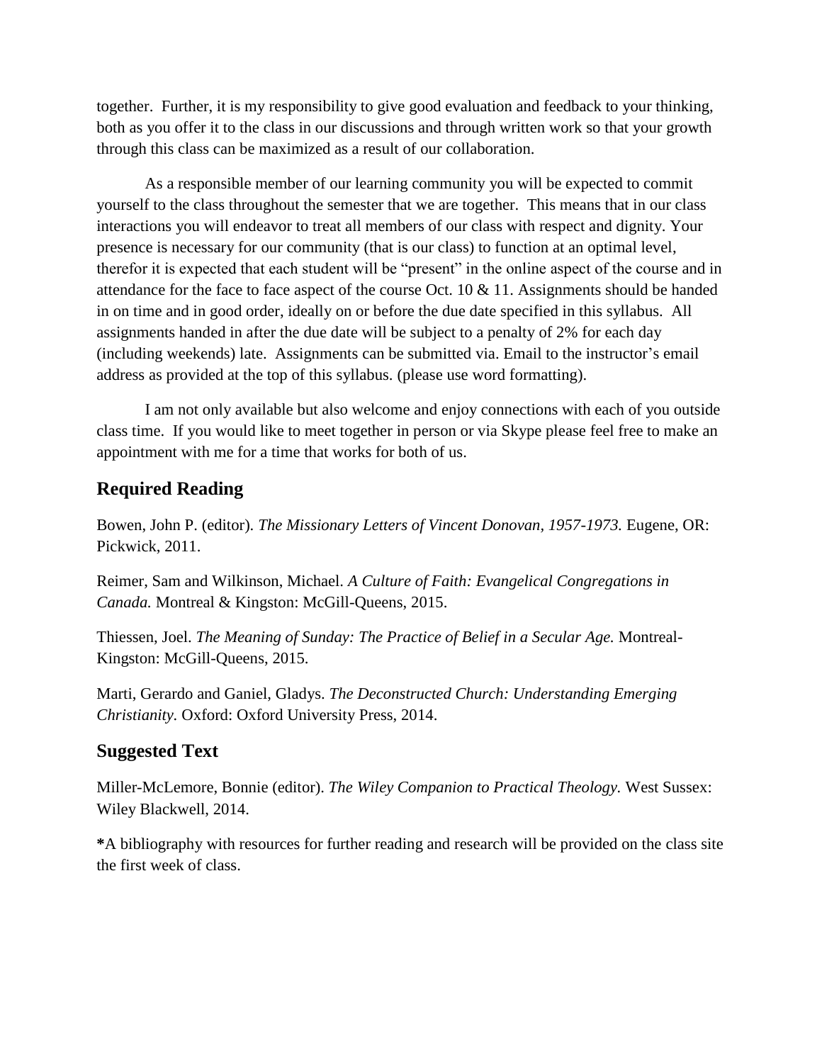together. Further, it is my responsibility to give good evaluation and feedback to your thinking, both as you offer it to the class in our discussions and through written work so that your growth through this class can be maximized as a result of our collaboration.

As a responsible member of our learning community you will be expected to commit yourself to the class throughout the semester that we are together. This means that in our class interactions you will endeavor to treat all members of our class with respect and dignity. Your presence is necessary for our community (that is our class) to function at an optimal level, therefor it is expected that each student will be "present" in the online aspect of the course and in attendance for the face to face aspect of the course Oct. 10 & 11. Assignments should be handed in on time and in good order, ideally on or before the due date specified in this syllabus. All assignments handed in after the due date will be subject to a penalty of 2% for each day (including weekends) late. Assignments can be submitted via. Email to the instructor's email address as provided at the top of this syllabus. (please use word formatting).

I am not only available but also welcome and enjoy connections with each of you outside class time. If you would like to meet together in person or via Skype please feel free to make an appointment with me for a time that works for both of us.

## Required Reading

Bowen, John P. (editor). *The Missionary Letters of Vincent Donovan, 1957-1973.* Eugene, OR: Pickwick, 2011.

Reimer, Sam and Wilkinson, Michael. *A Culture of Faith: Evangelical Congregations in Canada.* Montreal & Kingston: McGill-Queens, 2015.

Thiessen, Joel. *The Meaning of Sunday: The Practice of Belief in a Secular Age.* Montreal-Kingston: McGill-Queens, 2015.

Marti, Gerardo and Ganiel, Gladys. *The Deconstructed Church: Understanding Emerging Christianity.* Oxford: Oxford University Press, 2014.

## Suggested Text

Miller-McLemore, Bonnie (editor). *The Wiley Companion to Practical Theology.* West Sussex: Wiley Blackwell, 2014.

**\***A bibliography with resources for further reading and research will be provided on the class site the first week of class.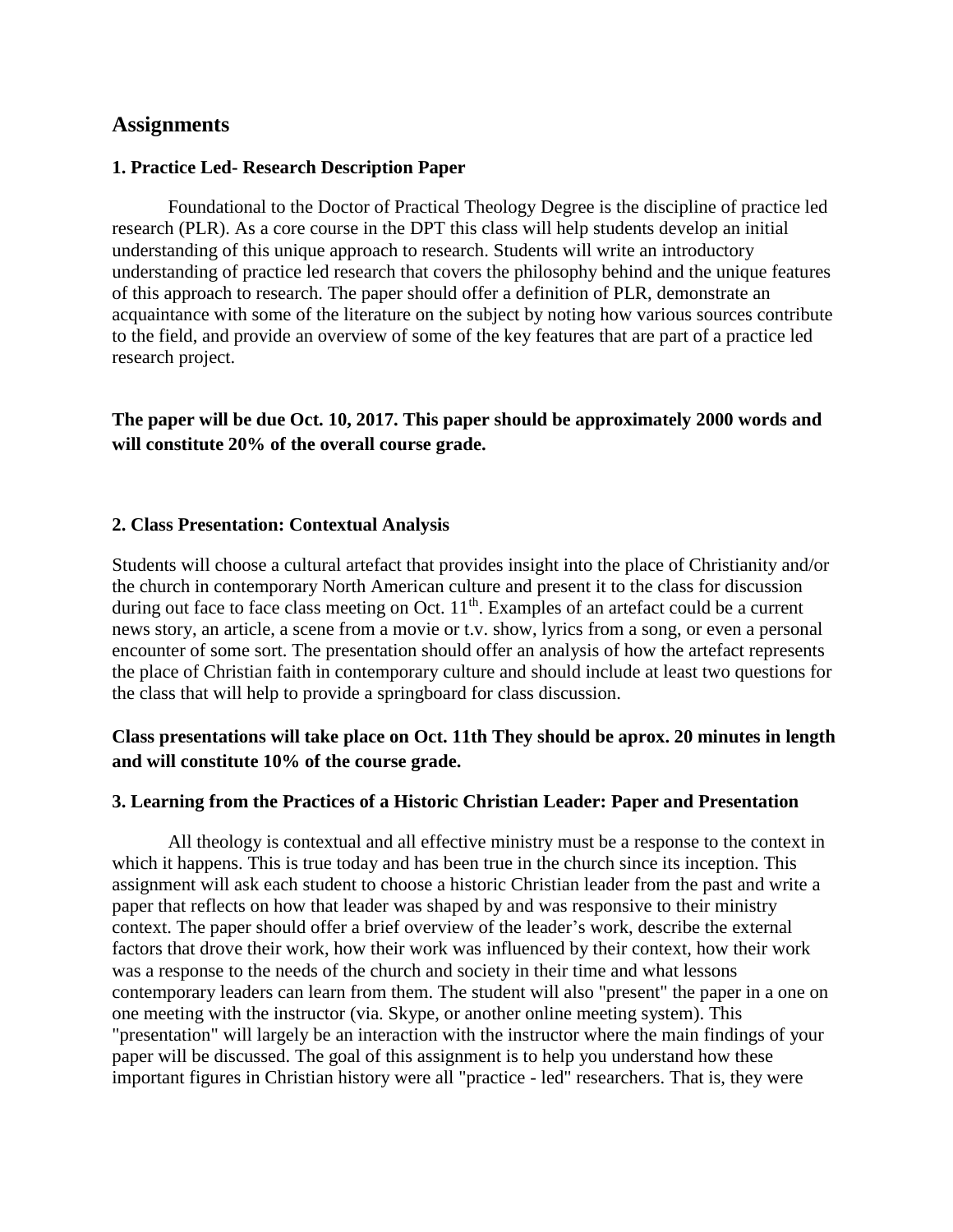## Assignments

### 1. Practice Led- Research Description Paper

Foundational to the Doctor of Practical Theology Degree is the discipline of practice led research (PLR). As a core course in the DPT this class will help students develop an initial understanding of this unique approach to research. Students will write an introductory understanding of practice led research that covers the philosophy behind and the unique features of this approach to research. The paper should offer a definition of PLR, demonstrate an acquaintance with some of the literature on the subject by noting how various sources contribute to the field, and provide an overview of some of the key features that are part of a practice led research project.

**The paper will be due Oct. 10, 2017. This paper should be approximately 2000 words and will constitute 20% of the overall course grade.**

### 2. Class Presentation: Contextual Analysis

Students will choose a cultural artefact that provides insight into the place of Christianity and/or the church in contemporary North American culture and present it to the class for discussion during out face to face class meeting on Oct. 11th. Examples of an artefact could be a current news story, an article, a scene from a movie or t.v. show, lyrics from a song, or even a personal encounter of some sort. The presentation should offer an analysis of how the artefact represents the place of Christian faith in contemporary culture and should include at least two questions for the class that will help to provide a springboard for class discussion.

**Class presentations will take place on Oct. 11th They should be aprox. 20 minutes in length and will constitute 10% of the course grade.**

### 3. Learning from the Practices of a Historic Christian Leader: Paper and Presentation

All theology is contextual and all effective ministry must be a response to the context in which it happens. This is true today and has been true in the church since its inception. This assignment will ask each student to choose a historic Christian leader from the past and write a paper that reflects on how that leader was shaped by and was responsive to their ministry context. The paper should offer a brief overview of the leader's work, describe the external factors that drove their work, how their work was influenced by their context, how their work was a response to the needs of the church and society in their time and what lessons contemporary leaders can learn from them. The student will also "present" the paper in a one on one meeting with the instructor (via. Skype, or another online meeting system). This "presentation" will largely be an interaction with the instructor where the main findings of your paper will be discussed. The goal of this assignment is to help you understand how these important figures in Christian history were all "practice - led" researchers. That is, they were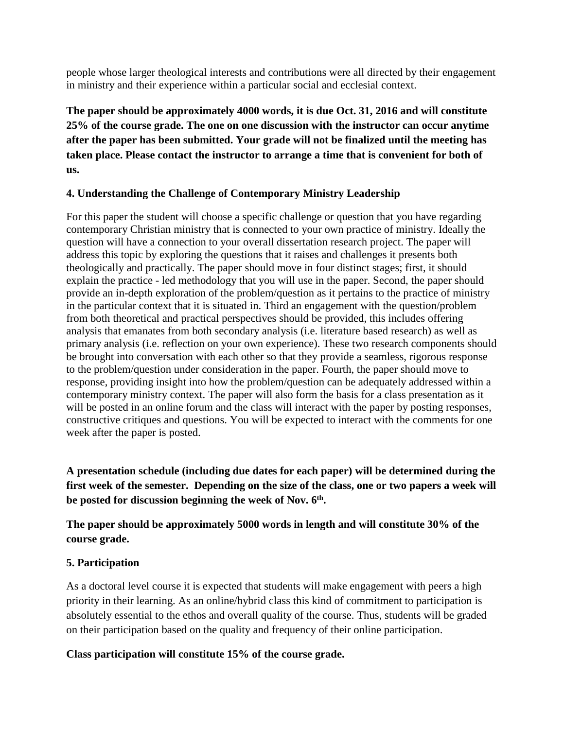people whose larger theological interests and contributions were all directed by their engagement in ministry and their experience within a particular social and ecclesial context.

**The paper should be approximately 4000 words, it is due Oct. 31, 2016 and will constitute 25% of the course grade. The one on one discussion with the instructor can occur anytime after the paper has been submitted. Your grade will not be finalized until the meeting has taken place. Please contact the instructor to arrange a time that is convenient for both of us.**

**4. Understanding the Challenge of Contemporary Ministry Leadership**

For this paper the student will choose a specific challenge or question that you have regarding contemporary Christian ministry that is connected to your own practice of ministry. Ideally the question will have a connection to your overall dissertation research project. The paper will address this topic by exploring the questions that it raises and challenges it presents both theologically and practically. The paper should move in four distinct stages; first, it should explain the practice - led methodology that you will use in the paper. Second, the paper should provide an in-depth exploration of the problem/question as it pertains to the practice of ministry in the particular context that it is situated in. Third an engagement with the question/problem from both theoretical and practical perspectives should be provided, this includes offering analysis that emanates from both secondary analysis (i.e. literature based research) as well as primary analysis (i.e. reflection on your own experience). These two research components should be brought into conversation with each other so that they provide a seamless, rigorous response to the problem/question under consideration in the paper. Fourth, the paper should move to response, providing insight into how the problem/question can be adequately addressed within a contemporary ministry context. The paper will also form the basis for a class presentation as it will be posted in an online forum and the class will interact with the paper by posting responses, constructive critiques and questions. You will be expected to interact with the comments for one week after the paper is posted.

**A presentation schedule (including due dates for each paper) will be determined during the first week of the semester. Depending on the size of the class, one or two papers a week will be posted for discussion beginning the week of Nov. 6th.**

**The paper should be approximately 5000 words in length and will constitute 30% of the course grade.**

**5. Participation**

As a doctoral level course it is expected that students will make engagement with peers a high priority in their learning. As an online/hybrid class this kind of commitment to participation is absolutely essential to the ethos and overall quality of the course. Thus, students will be graded on their participation based on the quality and frequency of their online participation.

**Class participation will constitute 15% of the course grade.**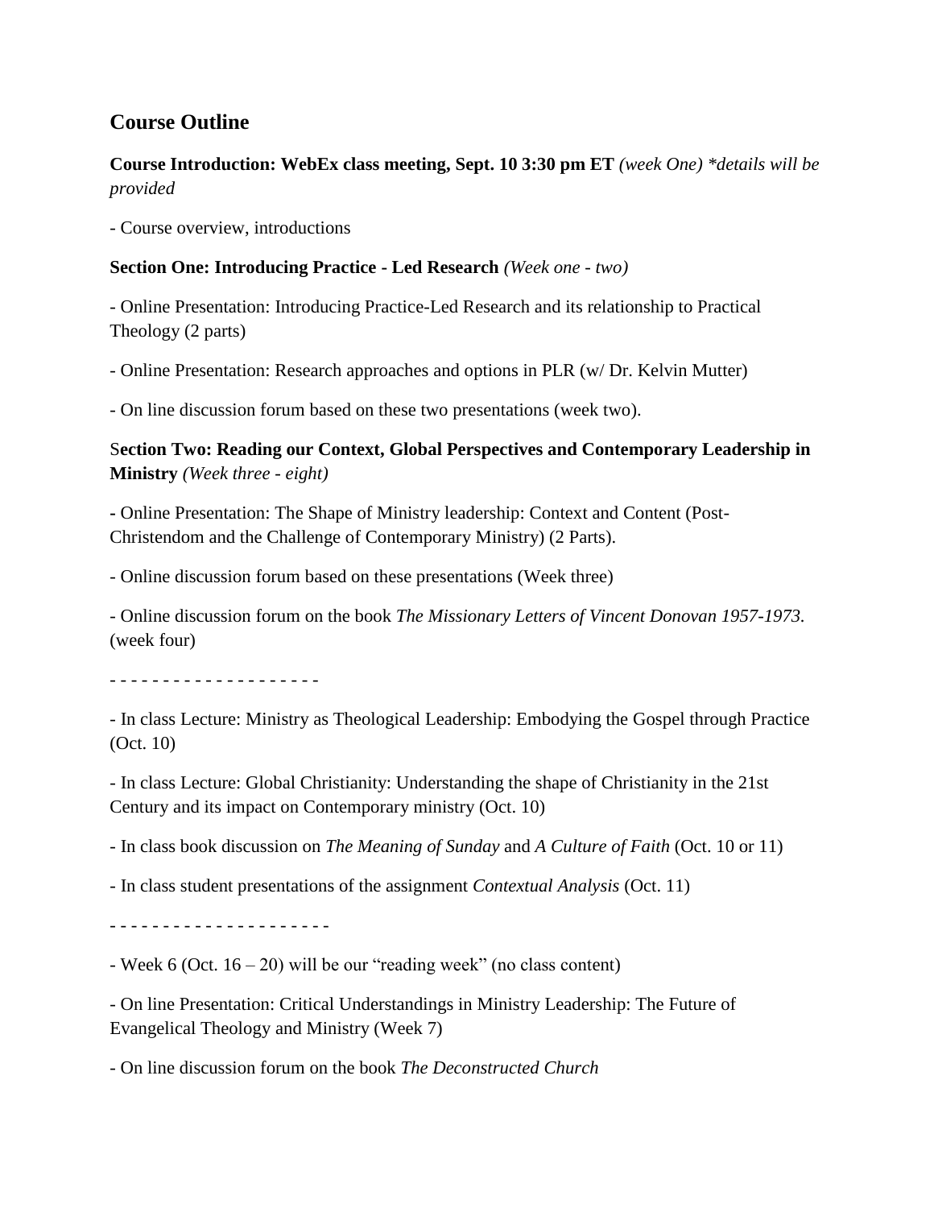## Course Outline

**Course Introduction: WebEx class meeting, Sept. 10 3:30 pm ET** *(week One) *details will be provided*

- Course overview, introductions

**Section One: Introducing Practice - Led Research** *(Week one - two)*

- Online Presentation: Introducing Practice-Led Research and its relationship to Practical Theology (2 parts)

- Online Presentation: Research approaches and options in PLR (w/ Dr. Kelvin Mutter)

- On line discussion forum based on these two presentations (week two).

S**ection Two: Reading our Context, Global Perspectives and Contemporary Leadership in Ministry** *(Week three - eight)*

- Online Presentation: The Shape of Ministry leadership: Context and Content (Post-Christendom and the Challenge of Contemporary Ministry) (2 Parts).

- Online discussion forum based on these presentations (Week three)

- Online discussion forum on the book *The Missionary Letters of Vincent Donovan 1957-1973*. (week four)

- - - - - - - - - - - - - - - - - - - -

- In class Lecture: Ministry as Theological Leadership: Embodying the Gospel through Practice (Oct. 10)

- In class Lecture: Global Christianity: Understanding the shape of Christianity in the 21st Century and its impact on Contemporary ministry (Oct. 10)

- In class book discussion on *The Meaning of Sunday* and *A Culture of Faith* (Oct. 10 or 11)

- In class student presentations of the assignment *Contextual Analysis* (Oct. 11)

- - - - - - - - - - - - - - - - - - - - -

- Week 6 (Oct. 16 – 20) will be our "reading week" (no class content)

- On line Presentation: Critical Understandings in Ministry Leadership: The Future of Evangelical Theology and Ministry (Week 7)

- On line discussion forum on the book *The Deconstructed Church*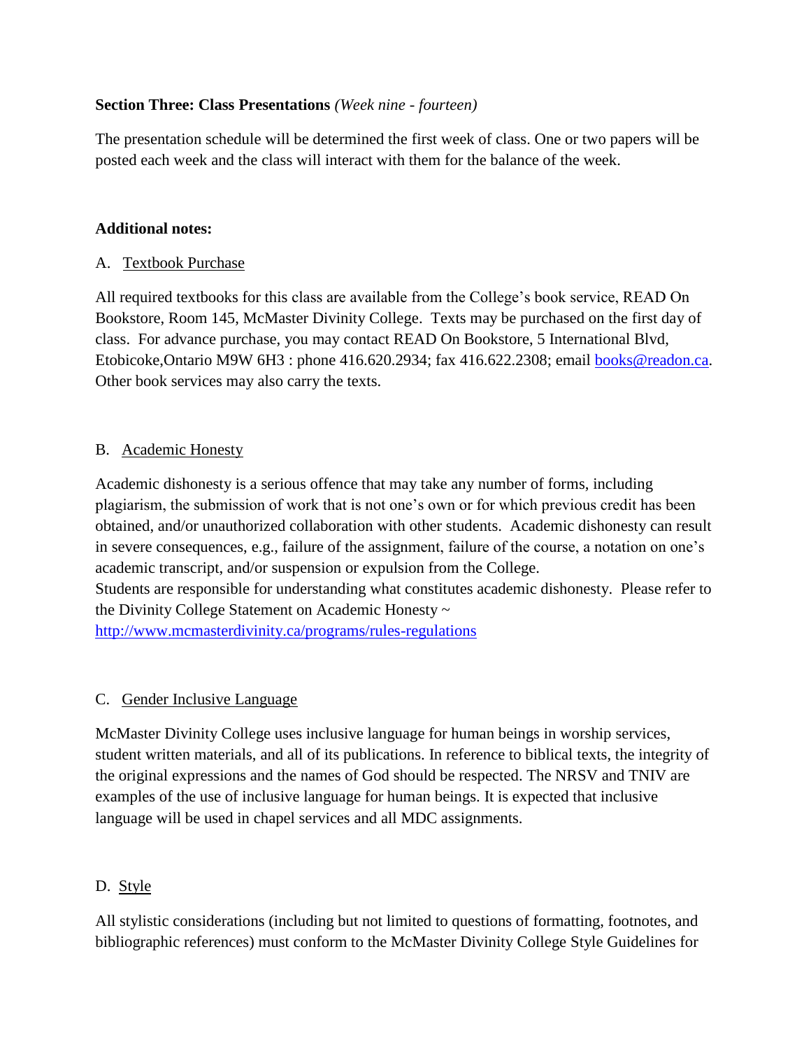**Section Three: Class Presentations** *(Week nine - fourteen)*

The presentation schedule will be determined the first week of class. One or two papers will be posted each week and the class will interact with them for the balance of the week.

**Additional notes:**

A. Textbook Purchase

All required textbooks for this class are available from the College's book service, READ On Bookstore, Room 145, McMaster Divinity College. Texts may be purchased on the first day of class. For advance purchase, you may contact READ On Bookstore, 5 International Blvd, Etobicoke,Ontario M9W 6H3 : phone 416.620.2934; fax 416.622.2308; email [books@readon.ca](mailto:books@readon.ca). Other book services may also carry the texts.

B. Academic Honesty

Academic dishonesty is a serious offence that may take any number of forms, including plagiarism, the submission of work that is not one's own or for which previous credit has been obtained, and/or unauthorized collaboration with other students. Academic dishonesty can result in severe consequences, e.g., failure of the assignment, failure of the course, a notation on one's academic transcript, and/or suspension or expulsion from the College.
Students are responsible for understanding what constitutes academic dishonesty. Please refer to the Divinity College Statement on Academic Honesty ~ [http://www.mcmasterdivinity.ca/programs/rules-regulations](http://www.mcmasterdivinity.ca/programs/rules-regulations)

C. Gender Inclusive Language

McMaster Divinity College uses inclusive language for human beings in worship services, student written materials, and all of its publications. In reference to biblical texts, the integrity of the original expressions and the names of God should be respected. The NRSV and TNIV are examples of the use of inclusive language for human beings. It is expected that inclusive language will be used in chapel services and all MDC assignments.

D. Style

All stylistic considerations (including but not limited to questions of formatting, footnotes, and bibliographic references) must conform to the McMaster Divinity College Style Guidelines for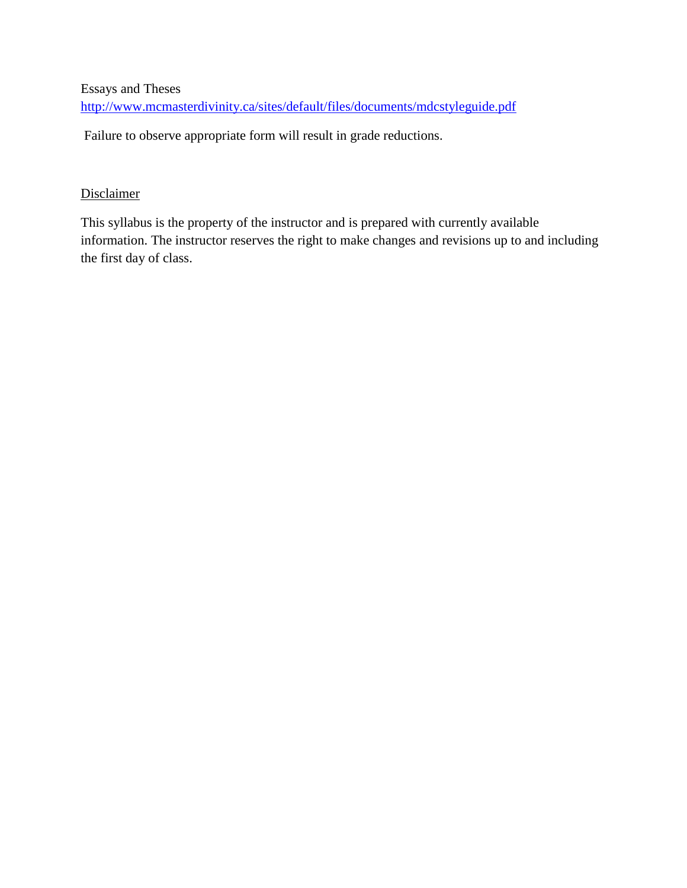Essays and Theses
http://www.mcmasterdivinity.ca/sites/default/files/documents/mdcstyleguide.pdf

Failure to observe appropriate form will result in grade reductions.

Disclaimer

This syllabus is the property of the instructor and is prepared with currently available information. The instructor reserves the right to make changes and revisions up to and including the first day of class.